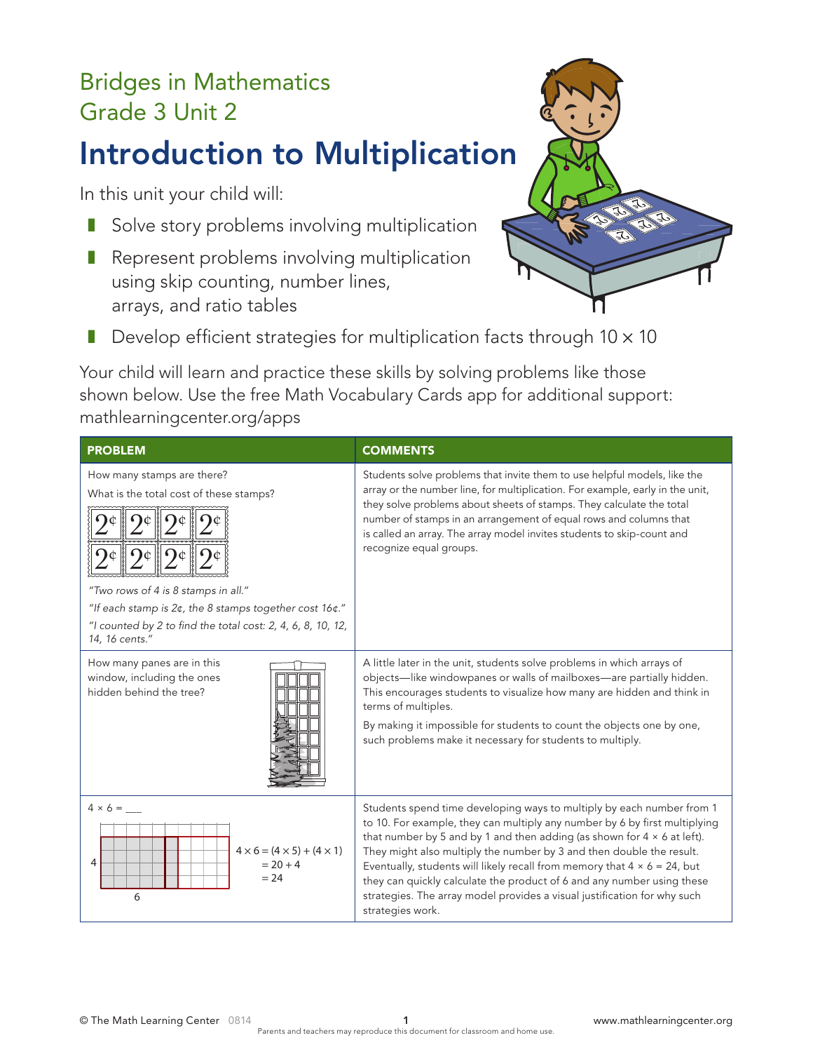Bridges in Mathematics
Grade 3 Unit 2

# Introduction to Multiplication

In this unit your child will:

- Solve story problems involving multiplication
- Represent problems involving multiplication using skip counting, number lines, arrays, and ratio tables
- Develop efficient strategies for multiplication facts through $10 \times 10$

Your child will learn and practice these skills by solving problems like those shown below. Use the free Math Vocabulary Cards app for additional support: mathlearningcenter.org/apps

| PROBLEM | COMMENTS |
|---|---|
| How many stamps are there?<br>What is the total cost of these stamps?<br>2¢ 2¢ 2¢ 2¢<br>2¢ 2¢ 2¢ 2¢<br>*"Two rows of 4 is 8 stamps in all."*<br>*"If each stamp is 2¢, the 8 stamps together cost 16¢."*<br>*"I counted by 2 to find the total cost: 2, 4, 6, 8, 10, 12, 14, 16 cents."* | Students solve problems that invite them to use helpful models, like the array or the number line, for multiplication. For example, early in the unit, they solve problems about sheets of stamps. They calculate the total number of stamps in an arrangement of equal rows and columns that is called an array. The array model invites students to skip-count and recognize equal groups. |
| How many panes are in this window, including the ones hidden behind the tree? | A little later in the unit, students solve problems in which arrays of objects—like windowpanes or walls of mailboxes—are partially hidden. This encourages students to visualize how many are hidden and think in terms of multiples.<br>By making it impossible for students to count the objects one by one, such problems make it necessary for students to multiply. |
| $4 \times 6 =$ ___<br>4<br>6<br>$4 \times 6 = (4 \times 5) + (4 \times 1)$<br>$= 20 + 4$<br>$= 24$ | Students spend time developing ways to multiply by each number from 1 to 10. For example, they can multiply any number by 6 by first multiplying that number by 5 and by 1 and then adding (as shown for $4 \times 6$ at left). They might also multiply the number by 3 and then double the result. Eventually, students will likely recall from memory that $4 \times 6 = 24$, but they can quickly calculate the product of 6 and any number using these strategies. The array model provides a visual justification for why such strategies work. |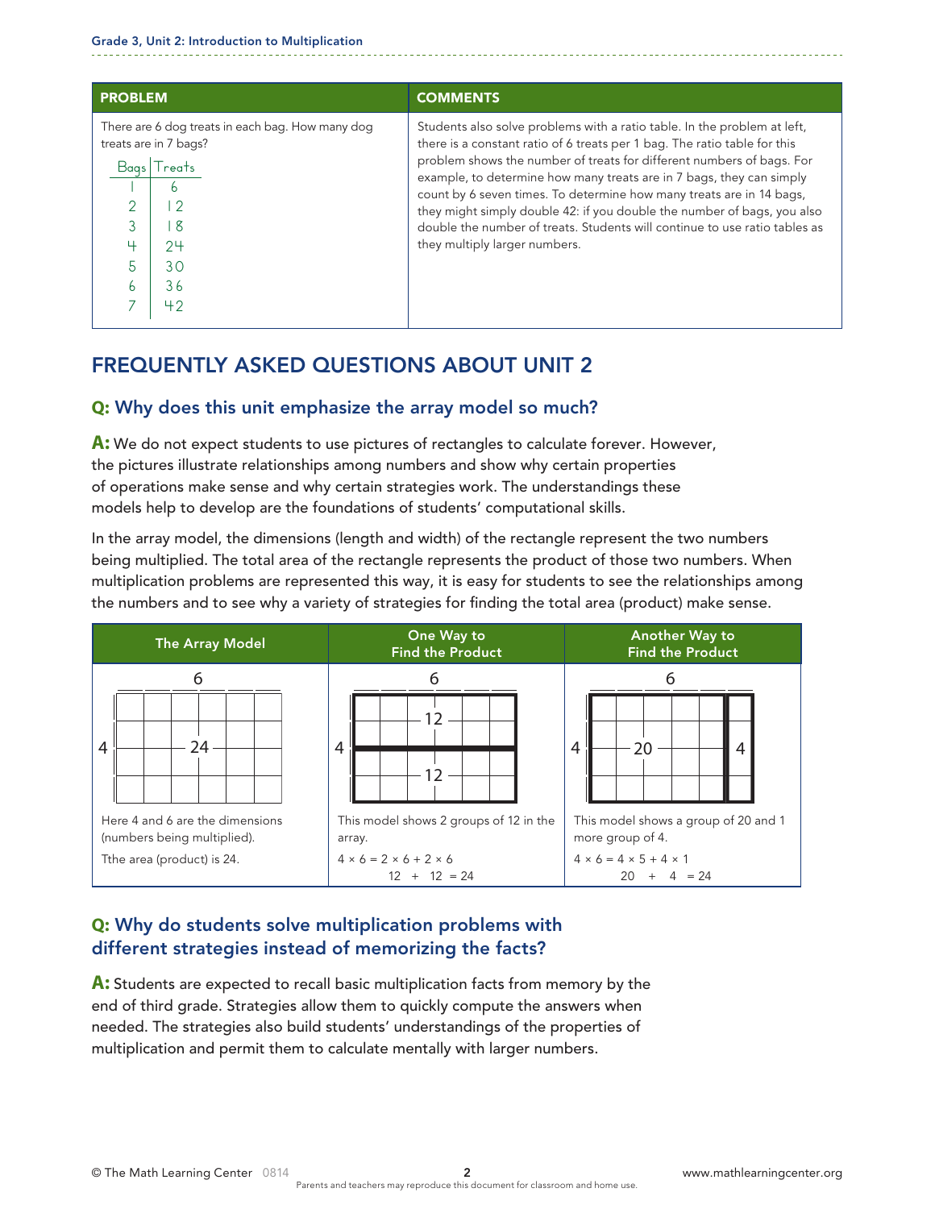| PROBLEM | COMMENTS |
| --- | --- |
| There are 6 dog treats in each bag. How many dog treats are in 7 bags?<br><br>Bags \| Treats<br>1 \| 6<br>2 \| 12<br>3 \| 18<br>4 \| 24<br>5 \| 30<br>6 \| 36<br>7 \| 42 | Students also solve problems with a ratio table. In the problem at left, there is a constant ratio of 6 treats per 1 bag. The ratio table for this problem shows the number of treats for different numbers of bags. For example, to determine how many treats are in 7 bags, they can simply count by 6 seven times. To determine how many treats are in 14 bags, they might simply double 42: if you double the number of bags, you also double the number of treats. Students will continue to use ratio tables as they multiply larger numbers. |

## FREQUENTLY ASKED QUESTIONS ABOUT UNIT 2

### Q: Why does this unit emphasize the array model so much?

**A:** We do not expect students to use pictures of rectangles to calculate forever. However, the pictures illustrate relationships among numbers and show why certain properties of operations make sense and why certain strategies work. The understandings these models help to develop are the foundations of students' computational skills.

In the array model, the dimensions (length and width) of the rectangle represent the two numbers being multiplied. The total area of the rectangle represents the product of those two numbers. When multiplication problems are represented this way, it is easy for students to see the relationships among the numbers and to see why a variety of strategies for finding the total area (product) make sense.

| The Array Model | One Way to Find the Product | Another Way to Find the Product |
| --- | --- | --- |
| 6<br>4 24 | 6<br>4 12 / 12 | 6<br>4 20 4 |
| Here 4 and 6 are the dimensions (numbers being multiplied).<br><br>Tthe area (product) is 24. | This model shows 2 groups of 12 in the array.<br><br>$4 \times 6 = 2 \times 6 + 2 \times 6$<br>$12 + 12 = 24$ | This model shows a group of 20 and 1 more group of 4.<br><br>$4 \times 6 = 4 \times 5 + 4 \times 1$<br>$20 + 4 = 24$ |

### Q: Why do students solve multiplication problems with different strategies instead of memorizing the facts?

**A:** Students are expected to recall basic multiplication facts from memory by the end of third grade. Strategies allow them to quickly compute the answers when needed. The strategies also build students' understandings of the properties of multiplication and permit them to calculate mentally with larger numbers.